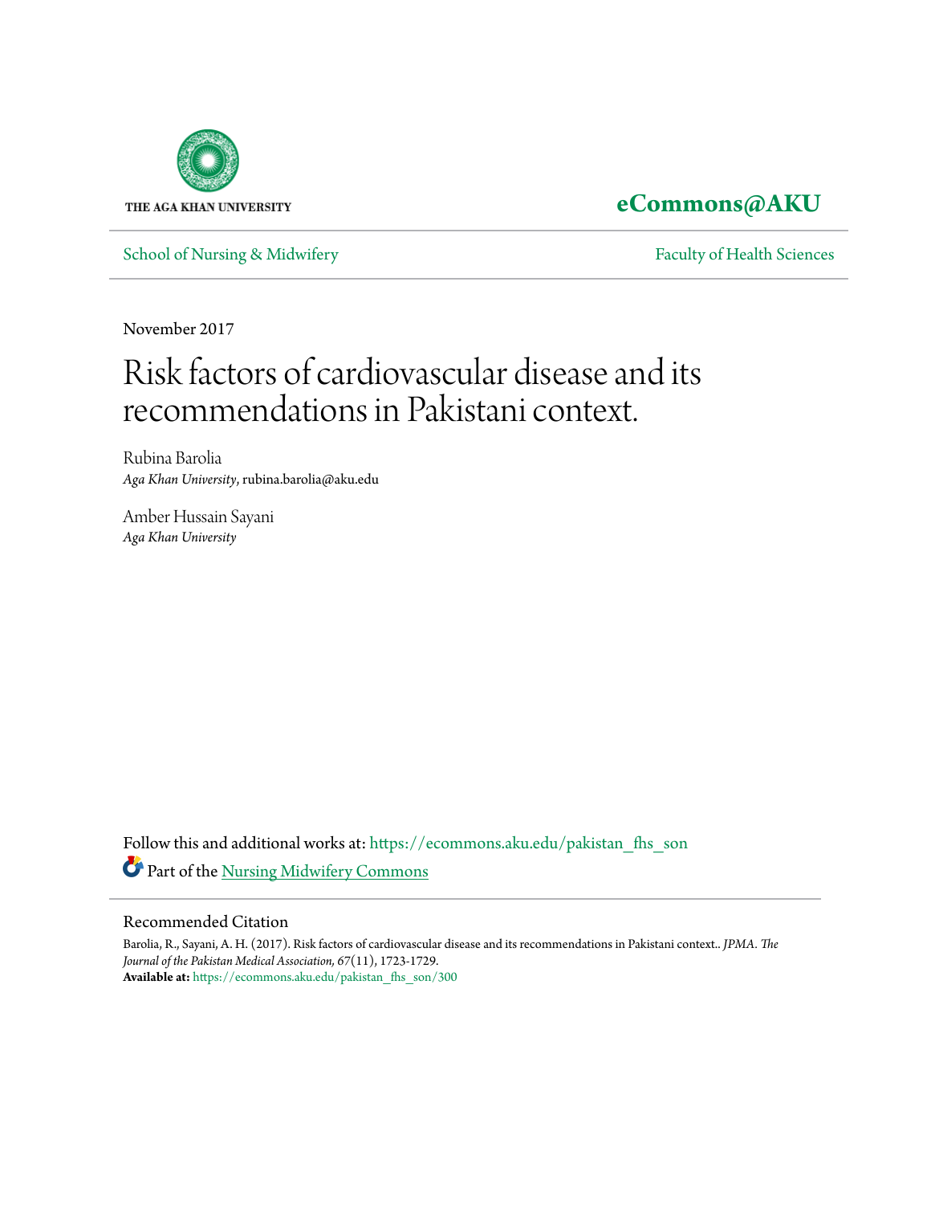THE AGA KHAN UNIVERSITY

**eCommons@AKU**

School of Nursing & Midwifery | Faculty of Health Sciences

November 2017

# Risk factors of cardiovascular disease and its recommendations in Pakistani context.

Rubina Barolia
*Aga Khan University*, rubina.barolia@aku.edu

Amber Hussain Sayani
*Aga Khan University*

Follow this and additional works at: https://ecommons.aku.edu/pakistan_fhs_son

Part of the Nursing Midwifery Commons

## Recommended Citation

Barolia, R., Sayani, A. H. (2017). Risk factors of cardiovascular disease and its recommendations in Pakistani context.. *JPMA. The Journal of the Pakistan Medical Association, 67*(11), 1723-1729.
**Available at:** https://ecommons.aku.edu/pakistan_fhs_son/300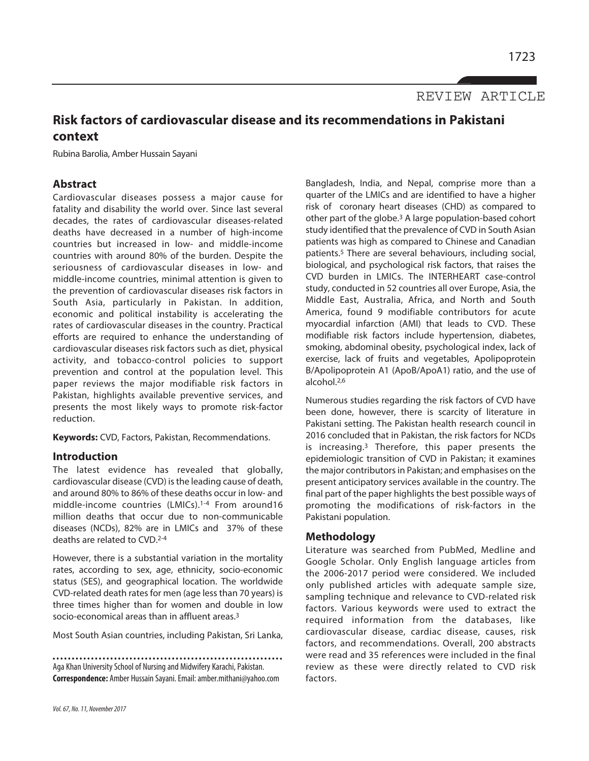REVIEW ARTICLE

# Risk factors of cardiovascular disease and its recommendations in Pakistani context

Rubina Barolia, Amber Hussain Sayani

## Abstract

Cardiovascular diseases possess a major cause for fatality and disability the world over. Since last several decades, the rates of cardiovascular diseases-related deaths have decreased in a number of high-income countries but increased in low- and middle-income countries with around 80% of the burden. Despite the seriousness of cardiovascular diseases in low- and middle-income countries, minimal attention is given to the prevention of cardiovascular diseases risk factors in South Asia, particularly in Pakistan. In addition, economic and political instability is accelerating the rates of cardiovascular diseases in the country. Practical efforts are required to enhance the understanding of cardiovascular diseases risk factors such as diet, physical activity, and tobacco-control policies to support prevention and control at the population level. This paper reviews the major modifiable risk factors in Pakistan, highlights available preventive services, and presents the most likely ways to promote risk-factor reduction.

**Keywords:** CVD, Factors, Pakistan, Recommendations.

## Introduction

The latest evidence has revealed that globally, cardiovascular disease (CVD) is the leading cause of death, and around 80% to 86% of these deaths occur in low- and middle-income countries (LMICs).[1-4] From around16 million deaths that occur due to non-communicable diseases (NCDs), 82% are in LMICs and 37% of these deaths are related to CVD.[2-4]

However, there is a substantial variation in the mortality rates, according to sex, age, ethnicity, socio-economic status (SES), and geographical location. The worldwide CVD-related death rates for men (age less than 70 years) is three times higher than for women and double in low socio-economical areas than in affluent areas.[3]

Most South Asian countries, including Pakistan, Sri Lanka, Bangladesh, India, and Nepal, comprise more than a quarter of the LMICs and are identified to have a higher risk of coronary heart diseases (CHD) as compared to other part of the globe.[3] A large population-based cohort study identified that the prevalence of CVD in South Asian patients was high as compared to Chinese and Canadian patients.[5] There are several behaviours, including social, biological, and psychological risk factors, that raises the CVD burden in LMICs. The INTERHEART case-control study, conducted in 52 countries all over Europe, Asia, the Middle East, Australia, Africa, and North and South America, found 9 modifiable contributors for acute myocardial infarction (AMI) that leads to CVD. These modifiable risk factors include hypertension, diabetes, smoking, abdominal obesity, psychological index, lack of exercise, lack of fruits and vegetables, Apolipoprotein B/Apolipoprotein A1 (ApoB/ApoA1) ratio, and the use of alcohol.[2,6]

Numerous studies regarding the risk factors of CVD have been done, however, there is scarcity of literature in Pakistani setting. The Pakistan health research council in 2016 concluded that in Pakistan, the risk factors for NCDs is increasing.[3] Therefore, this paper presents the epidemiologic transition of CVD in Pakistan; it examines the major contributors in Pakistan; and emphasises on the present anticipatory services available in the country. The final part of the paper highlights the best possible ways of promoting the modifications of risk-factors in the Pakistani population.

## Methodology

Literature was searched from PubMed, Medline and Google Scholar. Only English language articles from the 2006-2017 period were considered. We included only published articles with adequate sample size, sampling technique and relevance to CVD-related risk factors. Various keywords were used to extract the required information from the databases, like cardiovascular disease, cardiac disease, causes, risk factors, and recommendations. Overall, 200 abstracts were read and 35 references were included in the final review as these were directly related to CVD risk factors.

Aga Khan University School of Nursing and Midwifery Karachi, Pakistan.

**Correspondence:** Amber Hussain Sayani. Email: amber.mithani@yahoo.com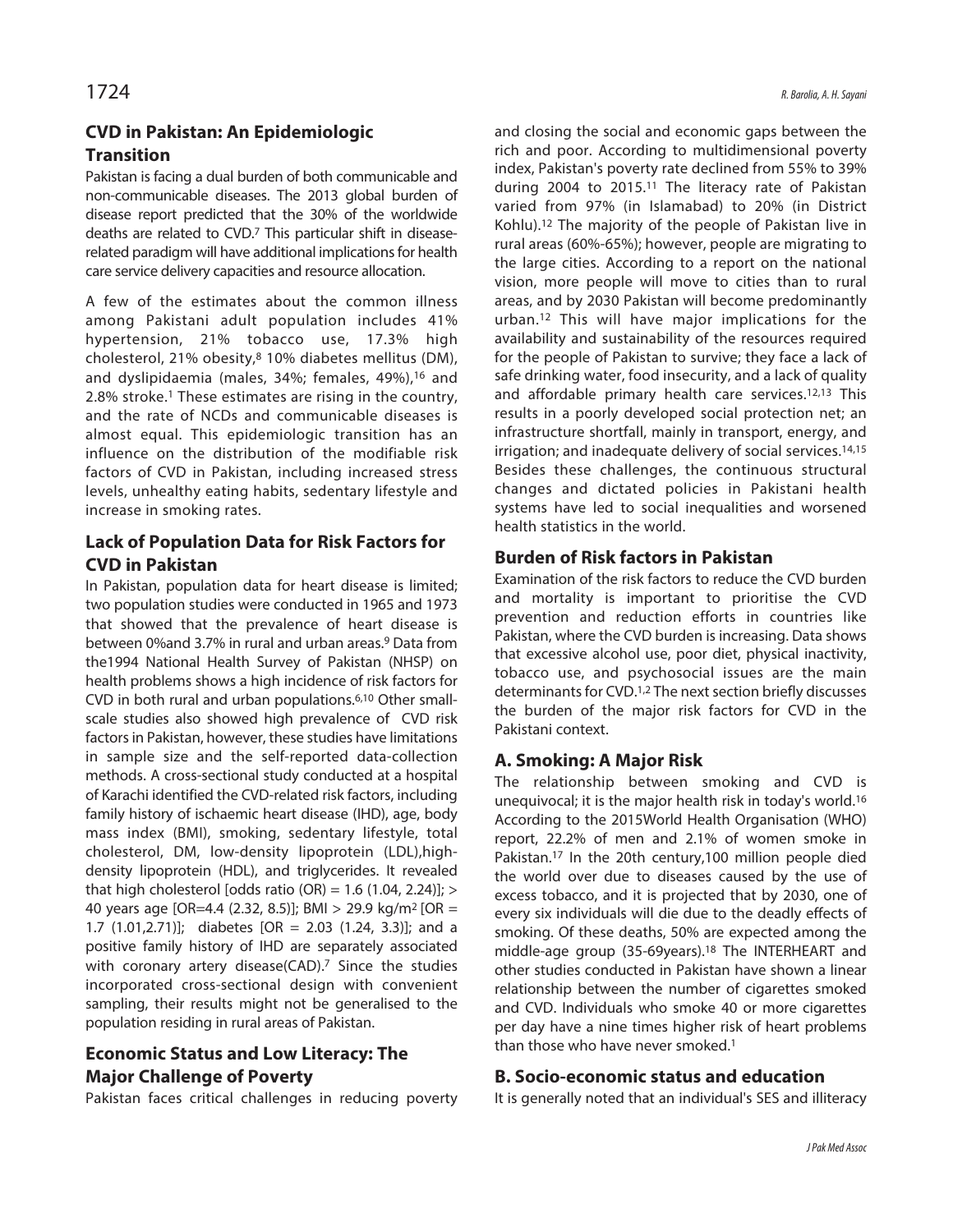## CVD in Pakistan: An Epidemiologic Transition

Pakistan is facing a dual burden of both communicable and non-communicable diseases. The 2013 global burden of disease report predicted that the 30% of the worldwide deaths are related to CVD.[7] This particular shift in disease-related paradigm will have additional implications for health care service delivery capacities and resource allocation.

A few of the estimates about the common illness among Pakistani adult population includes 41% hypertension, 21% tobacco use, 17.3% high cholesterol, 21% obesity,[8] 10% diabetes mellitus (DM), and dyslipidaemia (males, 34%; females, 49%),[16] and 2.8% stroke.[1] These estimates are rising in the country, and the rate of NCDs and communicable diseases is almost equal. This epidemiologic transition has an influence on the distribution of the modifiable risk factors of CVD in Pakistan, including increased stress levels, unhealthy eating habits, sedentary lifestyle and increase in smoking rates.

## Lack of Population Data for Risk Factors for CVD in Pakistan

In Pakistan, population data for heart disease is limited; two population studies were conducted in 1965 and 1973 that showed that the prevalence of heart disease is between 0%and 3.7% in rural and urban areas.[9] Data from the1994 National Health Survey of Pakistan (NHSP) on health problems shows a high incidence of risk factors for CVD in both rural and urban populations.[6,10] Other small-scale studies also showed high prevalence of CVD risk factors in Pakistan, however, these studies have limitations in sample size and the self-reported data-collection methods. A cross-sectional study conducted at a hospital of Karachi identified the CVD-related risk factors, including family history of ischaemic heart disease (IHD), age, body mass index (BMI), smoking, sedentary lifestyle, total cholesterol, DM, low-density lipoprotein (LDL),high-density lipoprotein (HDL), and triglycerides. It revealed that high cholesterol [odds ratio (OR) = 1.6 (1.04, 2.24)]; > 40 years age [OR=4.4 (2.32, 8.5)]; BMI > 29.9 kg/m$^2$ [OR = 1.7 (1.01,2.71)]; diabetes [OR = 2.03 (1.24, 3.3)]; and a positive family history of IHD are separately associated with coronary artery disease(CAD).[7] Since the studies incorporated cross-sectional design with convenient sampling, their results might not be generalised to the population residing in rural areas of Pakistan.

## Economic Status and Low Literacy: The Major Challenge of Poverty

Pakistan faces critical challenges in reducing poverty and closing the social and economic gaps between the rich and poor. According to multidimensional poverty index, Pakistan's poverty rate declined from 55% to 39% during 2004 to 2015.[11] The literacy rate of Pakistan varied from 97% (in Islamabad) to 20% (in District Kohlu).[12] The majority of the people of Pakistan live in rural areas (60%-65%); however, people are migrating to the large cities. According to a report on the national vision, more people will move to cities than to rural areas, and by 2030 Pakistan will become predominantly urban.[12] This will have major implications for the availability and sustainability of the resources required for the people of Pakistan to survive; they face a lack of safe drinking water, food insecurity, and a lack of quality and affordable primary health care services.[12,13] This results in a poorly developed social protection net; an infrastructure shortfall, mainly in transport, energy, and irrigation; and inadequate delivery of social services.[14,15] Besides these challenges, the continuous structural changes and dictated policies in Pakistani health systems have led to social inequalities and worsened health statistics in the world.

## Burden of Risk factors in Pakistan

Examination of the risk factors to reduce the CVD burden and mortality is important to prioritise the CVD prevention and reduction efforts in countries like Pakistan, where the CVD burden is increasing. Data shows that excessive alcohol use, poor diet, physical inactivity, tobacco use, and psychosocial issues are the main determinants for CVD.[1,2] The next section briefly discusses the burden of the major risk factors for CVD in the Pakistani context.

## A. Smoking: A Major Risk

The relationship between smoking and CVD is unequivocal; it is the major health risk in today's world.[16] According to the 2015World Health Organisation (WHO) report, 22.2% of men and 2.1% of women smoke in Pakistan.[17] In the 20th century,100 million people died the world over due to diseases caused by the use of excess tobacco, and it is projected that by 2030, one of every six individuals will die due to the deadly effects of smoking. Of these deaths, 50% are expected among the middle-age group (35-69years).[18] The INTERHEART and other studies conducted in Pakistan have shown a linear relationship between the number of cigarettes smoked and CVD. Individuals who smoke 40 or more cigarettes per day have a nine times higher risk of heart problems than those who have never smoked.[1]

## B. Socio-economic status and education

It is generally noted that an individual's SES and illiteracy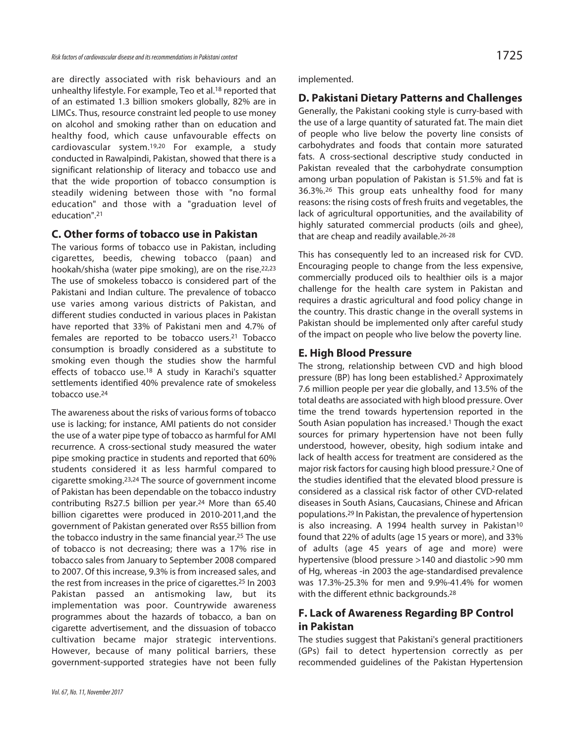are directly associated with risk behaviours and an unhealthy lifestyle. For example, Teo et al.[18] reported that of an estimated 1.3 billion smokers globally, 82% are in LIMCs. Thus, resource constraint led people to use money on alcohol and smoking rather than on education and healthy food, which cause unfavourable effects on cardiovascular system.[19,20] For example, a study conducted in Rawalpindi, Pakistan, showed that there is a significant relationship of literacy and tobacco use and that the wide proportion of tobacco consumption is steadily widening between those with "no formal education" and those with a "graduation level of education".[21]

## C. Other forms of tobacco use in Pakistan

The various forms of tobacco use in Pakistan, including cigarettes, beedis, chewing tobacco (paan) and hookah/shisha (water pipe smoking), are on the rise.[22,23] The use of smokeless tobacco is considered part of the Pakistani and Indian culture. The prevalence of tobacco use varies among various districts of Pakistan, and different studies conducted in various places in Pakistan have reported that 33% of Pakistani men and 4.7% of females are reported to be tobacco users.[21] Tobacco consumption is broadly considered as a substitute to smoking even though the studies show the harmful effects of tobacco use.[18] A study in Karachi's squatter settlements identified 40% prevalence rate of smokeless tobacco use.[24]

The awareness about the risks of various forms of tobacco use is lacking; for instance, AMI patients do not consider the use of a water pipe type of tobacco as harmful for AMI recurrence. A cross-sectional study measured the water pipe smoking practice in students and reported that 60% students considered it as less harmful compared to cigarette smoking.[23,24] The source of government income of Pakistan has been dependable on the tobacco industry contributing Rs27.5 billion per year.[24] More than 65.40 billion cigarettes were produced in 2010-2011,and the government of Pakistan generated over Rs55 billion from the tobacco industry in the same financial year.[25] The use of tobacco is not decreasing; there was a 17% rise in tobacco sales from January to September 2008 compared to 2007. Of this increase, 9.3% is from increased sales, and the rest from increases in the price of cigarettes.[25] In 2003 Pakistan passed an antismoking law, but its implementation was poor. Countrywide awareness programmes about the hazards of tobacco, a ban on cigarette advertisement, and the dissuasion of tobacco cultivation became major strategic interventions. However, because of many political barriers, these government-supported strategies have not been fully implemented.

## D. Pakistani Dietary Patterns and Challenges

Generally, the Pakistani cooking style is curry-based with the use of a large quantity of saturated fat. The main diet of people who live below the poverty line consists of carbohydrates and foods that contain more saturated fats. A cross-sectional descriptive study conducted in Pakistan revealed that the carbohydrate consumption among urban population of Pakistan is 51.5% and fat is 36.3%.[26] This group eats unhealthy food for many reasons: the rising costs of fresh fruits and vegetables, the lack of agricultural opportunities, and the availability of highly saturated commercial products (oils and ghee), that are cheap and readily available.[26-28]

This has consequently led to an increased risk for CVD. Encouraging people to change from the less expensive, commercially produced oils to healthier oils is a major challenge for the health care system in Pakistan and requires a drastic agricultural and food policy change in the country. This drastic change in the overall systems in Pakistan should be implemented only after careful study of the impact on people who live below the poverty line.

## E. High Blood Pressure

The strong, relationship between CVD and high blood pressure (BP) has long been established.[2] Approximately 7.6 million people per year die globally, and 13.5% of the total deaths are associated with high blood pressure. Over time the trend towards hypertension reported in the South Asian population has increased.[1] Though the exact sources for primary hypertension have not been fully understood, however, obesity, high sodium intake and lack of health access for treatment are considered as the major risk factors for causing high blood pressure.[2] One of the studies identified that the elevated blood pressure is considered as a classical risk factor of other CVD-related diseases in South Asians, Caucasians, Chinese and African populations.[29] In Pakistan, the prevalence of hypertension is also increasing. A 1994 health survey in Pakistan[10] found that 22% of adults (age 15 years or more), and 33% of adults (age 45 years of age and more) were hypertensive (blood pressure >140 and diastolic >90 mm of Hg, whereas -in 2003 the age-standardised prevalence was 17.3%-25.3% for men and 9.9%-41.4% for women with the different ethnic backgrounds.[28]

## F. Lack of Awareness Regarding BP Control in Pakistan

The studies suggest that Pakistani's general practitioners (GPs) fail to detect hypertension correctly as per recommended guidelines of the Pakistan Hypertension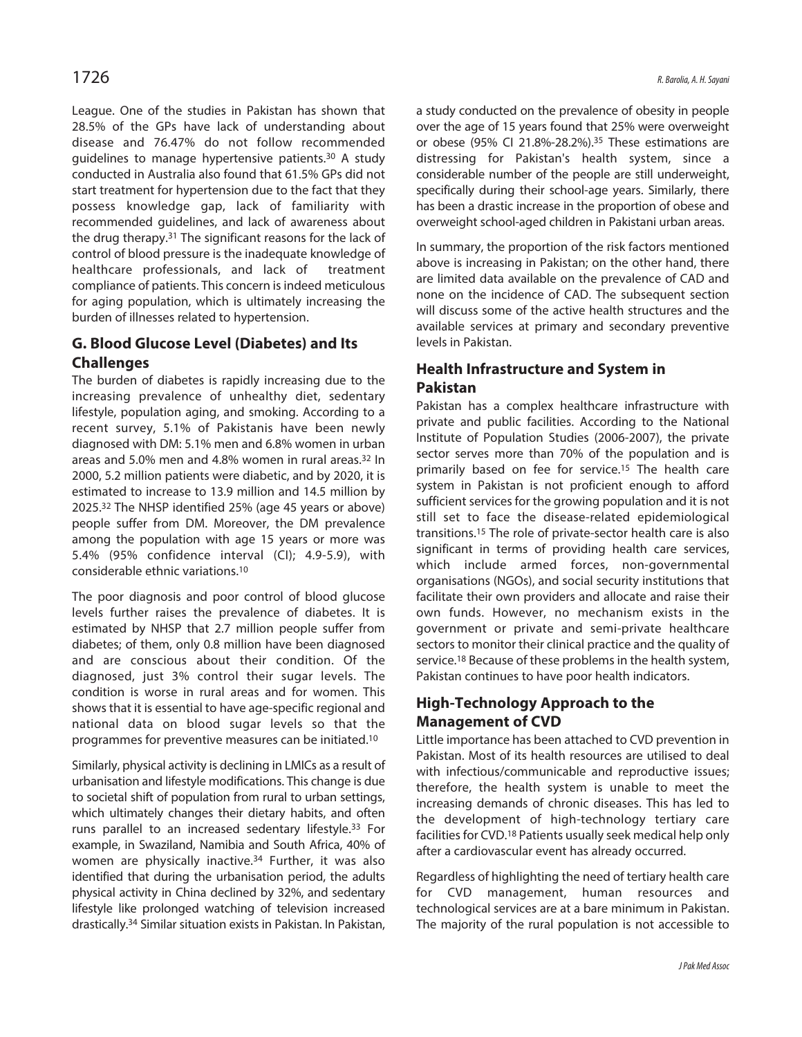League. One of the studies in Pakistan has shown that 28.5% of the GPs have lack of understanding about disease and 76.47% do not follow recommended guidelines to manage hypertensive patients.[30] A study conducted in Australia also found that 61.5% GPs did not start treatment for hypertension due to the fact that they possess knowledge gap, lack of familiarity with recommended guidelines, and lack of awareness about the drug therapy.[31] The significant reasons for the lack of control of blood pressure is the inadequate knowledge of healthcare professionals, and lack of treatment compliance of patients. This concern is indeed meticulous for aging population, which is ultimately increasing the burden of illnesses related to hypertension.

## G. Blood Glucose Level (Diabetes) and Its Challenges

The burden of diabetes is rapidly increasing due to the increasing prevalence of unhealthy diet, sedentary lifestyle, population aging, and smoking. According to a recent survey, 5.1% of Pakistanis have been newly diagnosed with DM: 5.1% men and 6.8% women in urban areas and 5.0% men and 4.8% women in rural areas.[32] In 2000, 5.2 million patients were diabetic, and by 2020, it is estimated to increase to 13.9 million and 14.5 million by 2025.[32] The NHSP identified 25% (age 45 years or above) people suffer from DM. Moreover, the DM prevalence among the population with age 15 years or more was 5.4% (95% confidence interval (CI); 4.9-5.9), with considerable ethnic variations.[10]

The poor diagnosis and poor control of blood glucose levels further raises the prevalence of diabetes. It is estimated by NHSP that 2.7 million people suffer from diabetes; of them, only 0.8 million have been diagnosed and are conscious about their condition. Of the diagnosed, just 3% control their sugar levels. The condition is worse in rural areas and for women. This shows that it is essential to have age-specific regional and national data on blood sugar levels so that the programmes for preventive measures can be initiated.[10]

Similarly, physical activity is declining in LMICs as a result of urbanisation and lifestyle modifications. This change is due to societal shift of population from rural to urban settings, which ultimately changes their dietary habits, and often runs parallel to an increased sedentary lifestyle.[33] For example, in Swaziland, Namibia and South Africa, 40% of women are physically inactive.[34] Further, it was also identified that during the urbanisation period, the adults physical activity in China declined by 32%, and sedentary lifestyle like prolonged watching of television increased drastically.[34] Similar situation exists in Pakistan. In Pakistan, a study conducted on the prevalence of obesity in people over the age of 15 years found that 25% were overweight or obese (95% CI 21.8%-28.2%).[35] These estimations are distressing for Pakistan's health system, since a considerable number of the people are still underweight, specifically during their school-age years. Similarly, there has been a drastic increase in the proportion of obese and overweight school-aged children in Pakistani urban areas.

In summary, the proportion of the risk factors mentioned above is increasing in Pakistan; on the other hand, there are limited data available on the prevalence of CAD and none on the incidence of CAD. The subsequent section will discuss some of the active health structures and the available services at primary and secondary preventive levels in Pakistan.

## Health Infrastructure and System in Pakistan

Pakistan has a complex healthcare infrastructure with private and public facilities. According to the National Institute of Population Studies (2006-2007), the private sector serves more than 70% of the population and is primarily based on fee for service.[15] The health care system in Pakistan is not proficient enough to afford sufficient services for the growing population and it is not still set to face the disease-related epidemiological transitions.[15] The role of private-sector health care is also significant in terms of providing health care services, which include armed forces, non-governmental organisations (NGOs), and social security institutions that facilitate their own providers and allocate and raise their own funds. However, no mechanism exists in the government or private and semi-private healthcare sectors to monitor their clinical practice and the quality of service.[18] Because of these problems in the health system, Pakistan continues to have poor health indicators.

## High-Technology Approach to the Management of CVD

Little importance has been attached to CVD prevention in Pakistan. Most of its health resources are utilised to deal with infectious/communicable and reproductive issues; therefore, the health system is unable to meet the increasing demands of chronic diseases. This has led to the development of high-technology tertiary care facilities for CVD.[18] Patients usually seek medical help only after a cardiovascular event has already occurred.

Regardless of highlighting the need of tertiary health care for CVD management, human resources and technological services are at a bare minimum in Pakistan. The majority of the rural population is not accessible to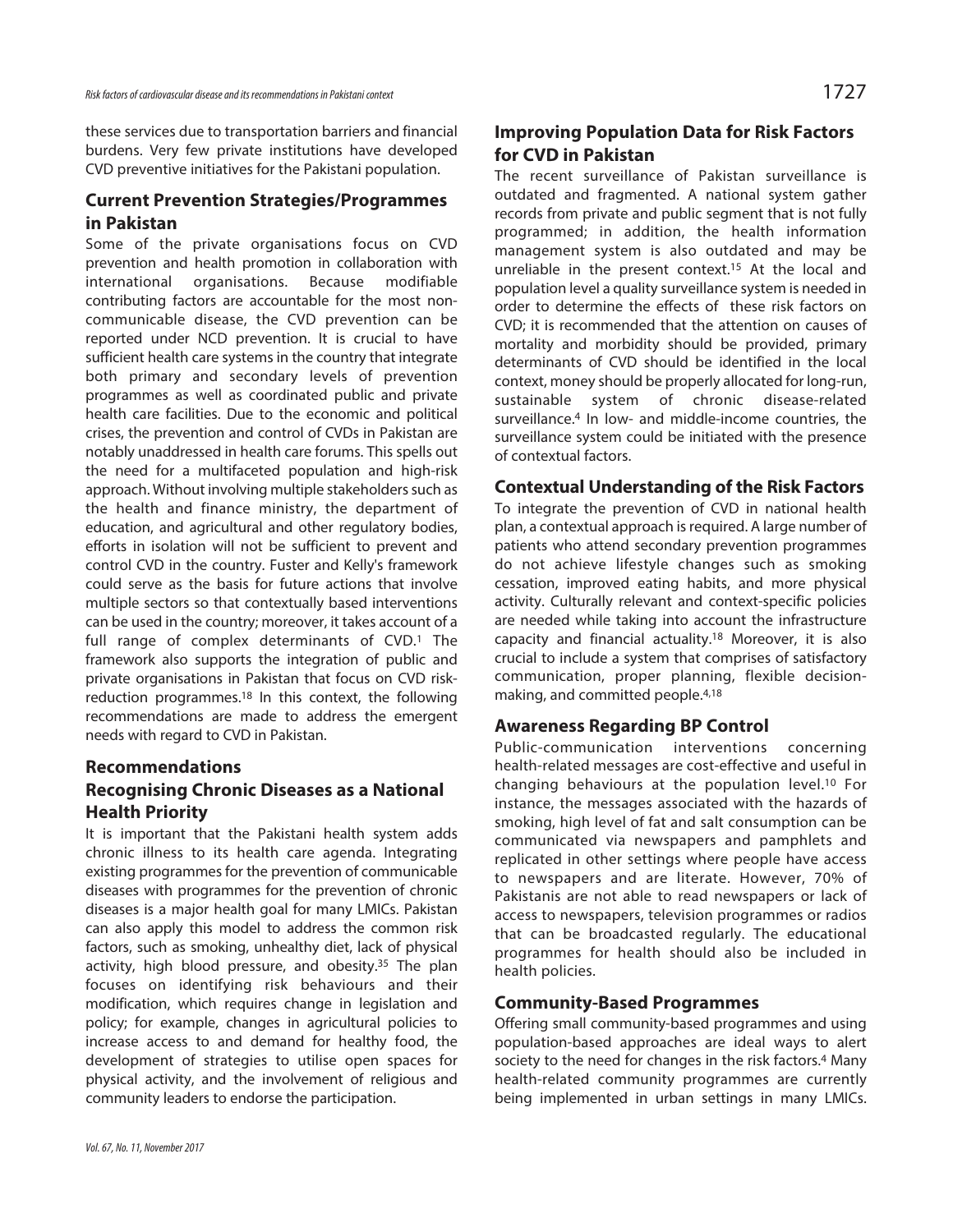these services due to transportation barriers and financial burdens. Very few private institutions have developed CVD preventive initiatives for the Pakistani population.

## Current Prevention Strategies/Programmes in Pakistan

Some of the private organisations focus on CVD prevention and health promotion in collaboration with international organisations. Because modifiable contributing factors are accountable for the most non-communicable disease, the CVD prevention can be reported under NCD prevention. It is crucial to have sufficient health care systems in the country that integrate both primary and secondary levels of prevention programmes as well as coordinated public and private health care facilities. Due to the economic and political crises, the prevention and control of CVDs in Pakistan are notably unaddressed in health care forums. This spells out the need for a multifaceted population and high-risk approach. Without involving multiple stakeholders such as the health and finance ministry, the department of education, and agricultural and other regulatory bodies, efforts in isolation will not be sufficient to prevent and control CVD in the country. Fuster and Kelly's framework could serve as the basis for future actions that involve multiple sectors so that contextually based interventions can be used in the country; moreover, it takes account of a full range of complex determinants of CVD.[1] The framework also supports the integration of public and private organisations in Pakistan that focus on CVD risk-reduction programmes.[18] In this context, the following recommendations are made to address the emergent needs with regard to CVD in Pakistan.

## Recommendations

### Recognising Chronic Diseases as a National Health Priority

It is important that the Pakistani health system adds chronic illness to its health care agenda. Integrating existing programmes for the prevention of communicable diseases with programmes for the prevention of chronic diseases is a major health goal for many LMICs. Pakistan can also apply this model to address the common risk factors, such as smoking, unhealthy diet, lack of physical activity, high blood pressure, and obesity.[35] The plan focuses on identifying risk behaviours and their modification, which requires change in legislation and policy; for example, changes in agricultural policies to increase access to and demand for healthy food, the development of strategies to utilise open spaces for physical activity, and the involvement of religious and community leaders to endorse the participation.

### Improving Population Data for Risk Factors for CVD in Pakistan

The recent surveillance of Pakistan surveillance is outdated and fragmented. A national system gather records from private and public segment that is not fully programmed; in addition, the health information management system is also outdated and may be unreliable in the present context.[15] At the local and population level a quality surveillance system is needed in order to determine the effects of these risk factors on CVD; it is recommended that the attention on causes of mortality and morbidity should be provided, primary determinants of CVD should be identified in the local context, money should be properly allocated for long-run, sustainable system of chronic disease-related surveillance.[4] In low- and middle-income countries, the surveillance system could be initiated with the presence of contextual factors.

### Contextual Understanding of the Risk Factors

To integrate the prevention of CVD in national health plan, a contextual approach is required. A large number of patients who attend secondary prevention programmes do not achieve lifestyle changes such as smoking cessation, improved eating habits, and more physical activity. Culturally relevant and context-specific policies are needed while taking into account the infrastructure capacity and financial actuality.[18] Moreover, it is also crucial to include a system that comprises of satisfactory communication, proper planning, flexible decision-making, and committed people.[4,18]

### Awareness Regarding BP Control

Public-communication interventions concerning health-related messages are cost-effective and useful in changing behaviours at the population level.[10] For instance, the messages associated with the hazards of smoking, high level of fat and salt consumption can be communicated via newspapers and pamphlets and replicated in other settings where people have access to newspapers and are literate. However, 70% of Pakistanis are not able to read newspapers or lack of access to newspapers, television programmes or radios that can be broadcasted regularly. The educational programmes for health should also be included in health policies.

### Community-Based Programmes

Offering small community-based programmes and using population-based approaches are ideal ways to alert society to the need for changes in the risk factors.[4] Many health-related community programmes are currently being implemented in urban settings in many LMICs.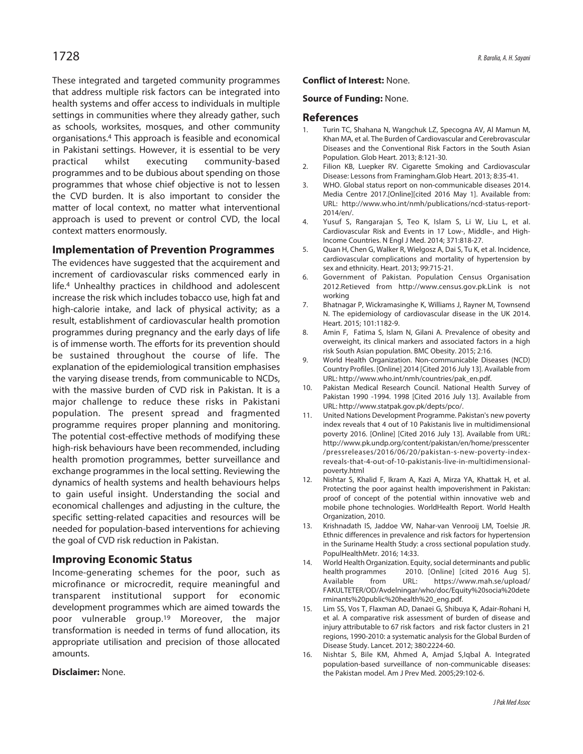These integrated and targeted community programmes that address multiple risk factors can be integrated into health systems and offer access to individuals in multiple settings in communities where they already gather, such as schools, worksites, mosques, and other community organisations.[4] This approach is feasible and economical in Pakistani settings. However, it is essential to be very practical whilst executing community-based programmes and to be dubious about spending on those programmes that whose chief objective is not to lessen the CVD burden. It is also important to consider the matter of local context, no matter what interventional approach is used to prevent or control CVD, the local context matters enormously.

## Implementation of Prevention Programmes

The evidences have suggested that the acquirement and increment of cardiovascular risks commenced early in life.[4] Unhealthy practices in childhood and adolescent increase the risk which includes tobacco use, high fat and high-calorie intake, and lack of physical activity; as a result, establishment of cardiovascular health promotion programmes during pregnancy and the early days of life is of immense worth. The efforts for its prevention should be sustained throughout the course of life. The explanation of the epidemiological transition emphasises the varying disease trends, from communicable to NCDs, with the massive burden of CVD risk in Pakistan. It is a major challenge to reduce these risks in Pakistani population. The present spread and fragmented programme requires proper planning and monitoring. The potential cost-effective methods of modifying these high-risk behaviours have been recommended, including health promotion programmes, better surveillance and exchange programmes in the local setting. Reviewing the dynamics of health systems and health behaviours helps to gain useful insight. Understanding the social and economical challenges and adjusting in the culture, the specific setting-related capacities and resources will be needed for population-based interventions for achieving the goal of CVD risk reduction in Pakistan.

## Improving Economic Status

Income-generating schemes for the poor, such as microfinance or microcredit, require meaningful and transparent institutional support for economic development programmes which are aimed towards the poor vulnerable group.[19] Moreover, the major transformation is needed in terms of fund allocation, its appropriate utilisation and precision of those allocated amounts.

**Disclaimer:** None.

**Conflict of Interest:** None.

**Source of Funding:** None.

## References

1. Turin TC, Shahana N, Wangchuk LZ, Specogna AV, Al Mamun M, Khan MA, et al. The Burden of Cardiovascular and Cerebrovascular Diseases and the Conventional Risk Factors in the South Asian Population. Glob Heart. 2013; 8:121-30.
2. Filion KB, Luepker RV. Cigarette Smoking and Cardiovascular Disease: Lessons from Framingham.Glob Heart. 2013; 8:35-41.
3. WHO. Global status report on non-communicable diseases 2014. Media Centre 2017.[Online][cited 2016 May 1]. Available from: URL: http://www.who.int/nmh/publications/ncd-status-report-2014/en/.
4. Yusuf S, Rangarajan S, Teo K, Islam S, Li W, Liu L, et al. Cardiovascular Risk and Events in 17 Low-, Middle-, and High-Income Countries. N Engl J Med. 2014; 371:818-27.
5. Quan H, Chen G, Walker R, Wielgosz A, Dai S, Tu K, et al. Incidence, cardiovascular complications and mortality of hypertension by sex and ethnicity. Heart. 2013; 99:715-21.
6. Government of Pakistan. Population Census Organisation 2012.Retieved from http://www.census.gov.pk.Link is not working
7. Bhatnagar P, Wickramasinghe K, Williams J, Rayner M, Townsend N. The epidemiology of cardiovascular disease in the UK 2014. Heart. 2015; 101:1182-9.
8. Amin F, Fatima S, Islam N, Gilani A. Prevalence of obesity and overweight, its clinical markers and associated factors in a high risk South Asian population. BMC Obesity. 2015; 2:16.
9. World Health Organization. Non-communicable Diseases (NCD) Country Profiles. [Online] 2014 [Cited 2016 July 13]. Available from URL: http://www.who.int/nmh/countries/pak_en.pdf.
10. Pakistan Medical Research Council. National Health Survey of Pakistan 1990 -1994. 1998 [Cited 2016 July 13]. Available from URL: http://www.statpak.gov.pk/depts/pco/.
11. United Nations Development Programme. Pakistan's new poverty index reveals that 4 out of 10 Pakistanis live in multidimensional poverty 2016. [Online] [Cited 2016 July 13]. Available from URL: http://www.pk.undp.org/content/pakistan/en/home/presscenter/pressreleases/2016/06/20/pakistan-s-new-poverty-index-reveals-that-4-out-of-10-pakistanis-live-in-multidimensional-poverty.html
12. Nishtar S, Khalid F, Ikram A, Kazi A, Mirza YA, Khattak H, et al. Protecting the poor against health impoverishment in Pakistan: proof of concept of the potential within innovative web and mobile phone technologies. WorldHealth Report. World Health Organization, 2010.
13. Krishnadath IS, Jaddoe VW, Nahar-van Venrooij LM, Toelsie JR. Ethnic differences in prevalence and risk factors for hypertension in the Suriname Health Study: a cross sectional population study. PopulHealthMetr. 2016; 14:33.
14. World Health Organization. Equity, social determinants and public health programmes 2010. [Online] [cited 2016 Aug 5]. Available from URL: https://www.mah.se/upload/FAKULTETER/OD/Avdelningar/who/doc/Equity%20socia%20determinants%20public%20health%20_eng.pdf.
15. Lim SS, Vos T, Flaxman AD, Danaei G, Shibuya K, Adair-Rohani H, et al. A comparative risk assessment of burden of disease and injury attributable to 67 risk factors and risk factor clusters in 21 regions, 1990-2010: a systematic analysis for the Global Burden of Disease Study. Lancet. 2012; 380:2224-60.
16. Nishtar S, Bile KM, Ahmed A, Amjad S,Iqbal A. Integrated population-based surveillance of non-communicable diseases: the Pakistan model. Am J Prev Med. 2005;29:102-6.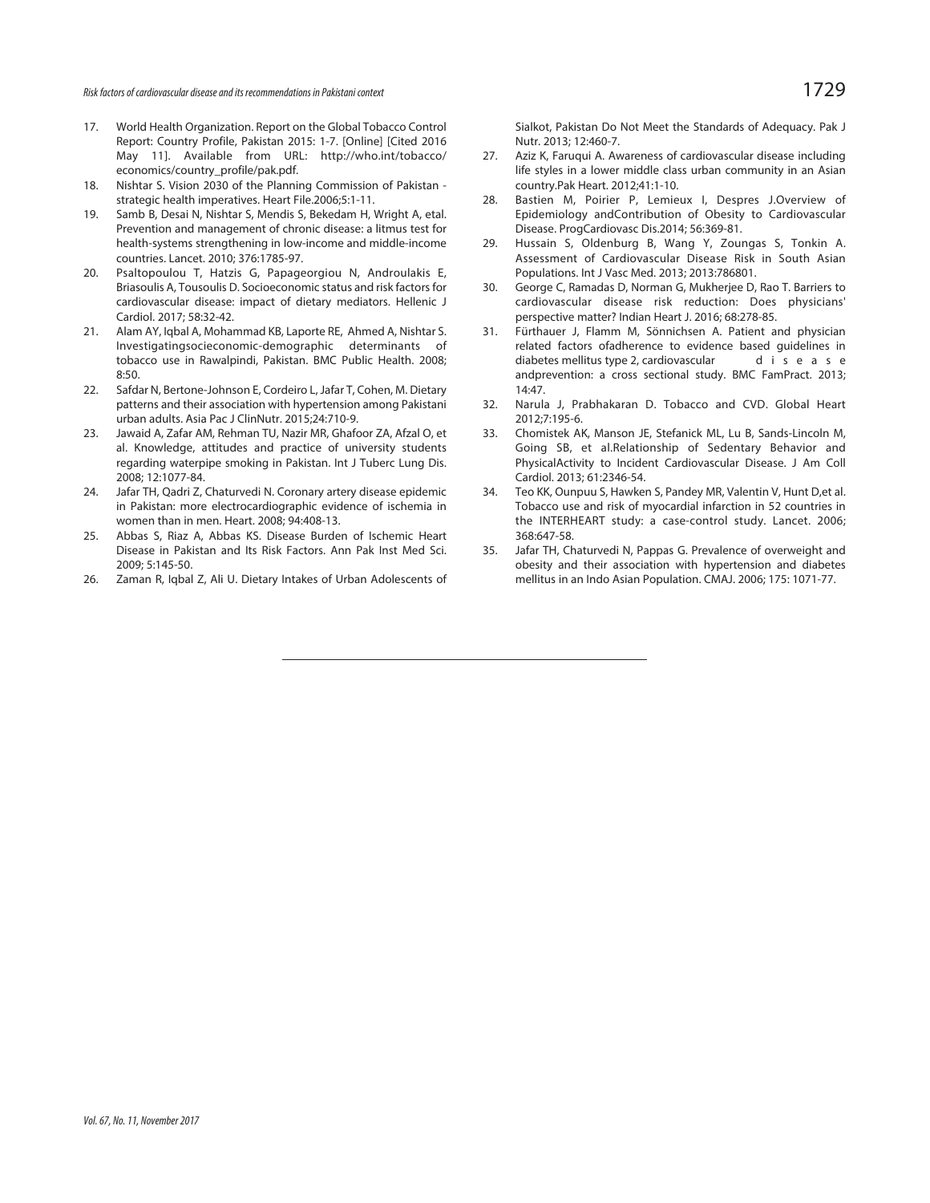17. World Health Organization. Report on the Global Tobacco Control Report: Country Profile, Pakistan 2015: 1-7. [Online] [Cited 2016 May 11]. Available from URL: http://who.int/tobacco/economics/country_profile/pak.pdf.
18. Nishtar S. Vision 2030 of the Planning Commission of Pakistan - strategic health imperatives. Heart File.2006;5:1-11.
19. Samb B, Desai N, Nishtar S, Mendis S, Bekedam H, Wright A, etal. Prevention and management of chronic disease: a litmus test for health-systems strengthening in low-income and middle-income countries. Lancet. 2010; 376:1785-97.
20. Psaltopoulou T, Hatzis G, Papageorgiou N, Androulakis E, Briasoulis A, Tousoulis D. Socioeconomic status and risk factors for cardiovascular disease: impact of dietary mediators. Hellenic J Cardiol. 2017; 58:32-42.
21. Alam AY, Iqbal A, Mohammad KB, Laporte RE, Ahmed A, Nishtar S. Investigatingsocieconomic-demographic determinants of tobacco use in Rawalpindi, Pakistan. BMC Public Health. 2008; 8:50.
22. Safdar N, Bertone-Johnson E, Cordeiro L, Jafar T, Cohen, M. Dietary patterns and their association with hypertension among Pakistani urban adults. Asia Pac J ClinNutr. 2015;24:710-9.
23. Jawaid A, Zafar AM, Rehman TU, Nazir MR, Ghafoor ZA, Afzal O, et al. Knowledge, attitudes and practice of university students regarding waterpipe smoking in Pakistan. Int J Tuberc Lung Dis. 2008; 12:1077-84.
24. Jafar TH, Qadri Z, Chaturvedi N. Coronary artery disease epidemic in Pakistan: more electrocardiographic evidence of ischemia in women than in men. Heart. 2008; 94:408-13.
25. Abbas S, Riaz A, Abbas KS. Disease Burden of Ischemic Heart Disease in Pakistan and Its Risk Factors. Ann Pak Inst Med Sci. 2009; 5:145-50.
26. Zaman R, Iqbal Z, Ali U. Dietary Intakes of Urban Adolescents of Sialkot, Pakistan Do Not Meet the Standards of Adequacy. Pak J Nutr. 2013; 12:460-7.
27. Aziz K, Faruqui A. Awareness of cardiovascular disease including life styles in a lower middle class urban community in an Asian country.Pak Heart. 2012;41:1-10.
28. Bastien M, Poirier P, Lemieux I, Despres J.Overview of Epidemiology andContribution of Obesity to Cardiovascular Disease. ProgCardiovasc Dis.2014; 56:369-81.
29. Hussain S, Oldenburg B, Wang Y, Zoungas S, Tonkin A. Assessment of Cardiovascular Disease Risk in South Asian Populations. Int J Vasc Med. 2013; 2013:786801.
30. George C, Ramadas D, Norman G, Mukherjee D, Rao T. Barriers to cardiovascular disease risk reduction: Does physicians' perspective matter? Indian Heart J. 2016; 68:278-85.
31. Fürthauer J, Flamm M, Sönnichsen A. Patient and physician related factors ofadherence to evidence based guidelines in diabetes mellitus type 2, cardiovascular disease andprevention: a cross sectional study. BMC FamPract. 2013; 14:47.
32. Narula J, Prabhakaran D. Tobacco and CVD. Global Heart 2012;7:195-6.
33. Chomistek AK, Manson JE, Stefanick ML, Lu B, Sands-Lincoln M, Going SB, et al.Relationship of Sedentary Behavior and PhysicalActivity to Incident Cardiovascular Disease. J Am Coll Cardiol. 2013; 61:2346-54.
34. Teo KK, Ounpuu S, Hawken S, Pandey MR, Valentin V, Hunt D,et al. Tobacco use and risk of myocardial infarction in 52 countries in the INTERHEART study: a case-control study. Lancet. 2006; 368:647-58.
35. Jafar TH, Chaturvedi N, Pappas G. Prevalence of overweight and obesity and their association with hypertension and diabetes mellitus in an Indo Asian Population. CMAJ. 2006; 175: 1071-77.